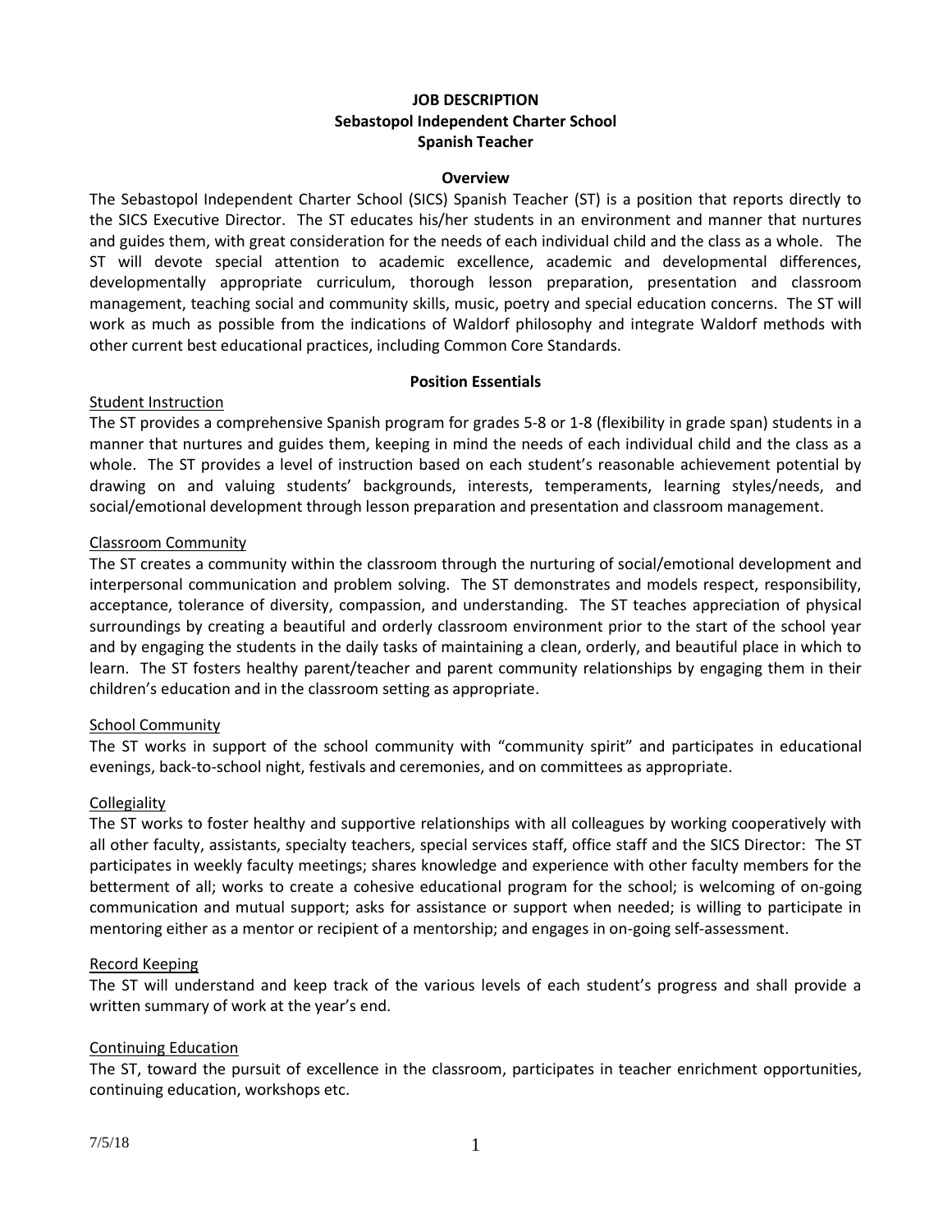# JOB DESCRIPTION
## Sebastopol Independent Charter School
## Spanish Teacher

### Overview

The Sebastopol Independent Charter School (SICS) Spanish Teacher (ST) is a position that reports directly to the SICS Executive Director. The ST educates his/her students in an environment and manner that nurtures and guides them, with great consideration for the needs of each individual child and the class as a whole. The ST will devote special attention to academic excellence, academic and developmental differences, developmentally appropriate curriculum, thorough lesson preparation, presentation and classroom management, teaching social and community skills, music, poetry and special education concerns. The ST will work as much as possible from the indications of Waldorf philosophy and integrate Waldorf methods with other current best educational practices, including Common Core Standards.

### Position Essentials

#### Student Instruction

The ST provides a comprehensive Spanish program for grades 5-8 or 1-8 (flexibility in grade span) students in a manner that nurtures and guides them, keeping in mind the needs of each individual child and the class as a whole. The ST provides a level of instruction based on each student's reasonable achievement potential by drawing on and valuing students' backgrounds, interests, temperaments, learning styles/needs, and social/emotional development through lesson preparation and presentation and classroom management.

#### Classroom Community

The ST creates a community within the classroom through the nurturing of social/emotional development and interpersonal communication and problem solving. The ST demonstrates and models respect, responsibility, acceptance, tolerance of diversity, compassion, and understanding. The ST teaches appreciation of physical surroundings by creating a beautiful and orderly classroom environment prior to the start of the school year and by engaging the students in the daily tasks of maintaining a clean, orderly, and beautiful place in which to learn. The ST fosters healthy parent/teacher and parent community relationships by engaging them in their children's education and in the classroom setting as appropriate.

#### School Community

The ST works in support of the school community with "community spirit" and participates in educational evenings, back-to-school night, festivals and ceremonies, and on committees as appropriate.

#### Collegiality

The ST works to foster healthy and supportive relationships with all colleagues by working cooperatively with all other faculty, assistants, specialty teachers, special services staff, office staff and the SICS Director: The ST participates in weekly faculty meetings; shares knowledge and experience with other faculty members for the betterment of all; works to create a cohesive educational program for the school; is welcoming of on-going communication and mutual support; asks for assistance or support when needed; is willing to participate in mentoring either as a mentor or recipient of a mentorship; and engages in on-going self-assessment.

#### Record Keeping

The ST will understand and keep track of the various levels of each student's progress and shall provide a written summary of work at the year's end.

#### Continuing Education

The ST, toward the pursuit of excellence in the classroom, participates in teacher enrichment opportunities, continuing education, workshops etc.

7/5/18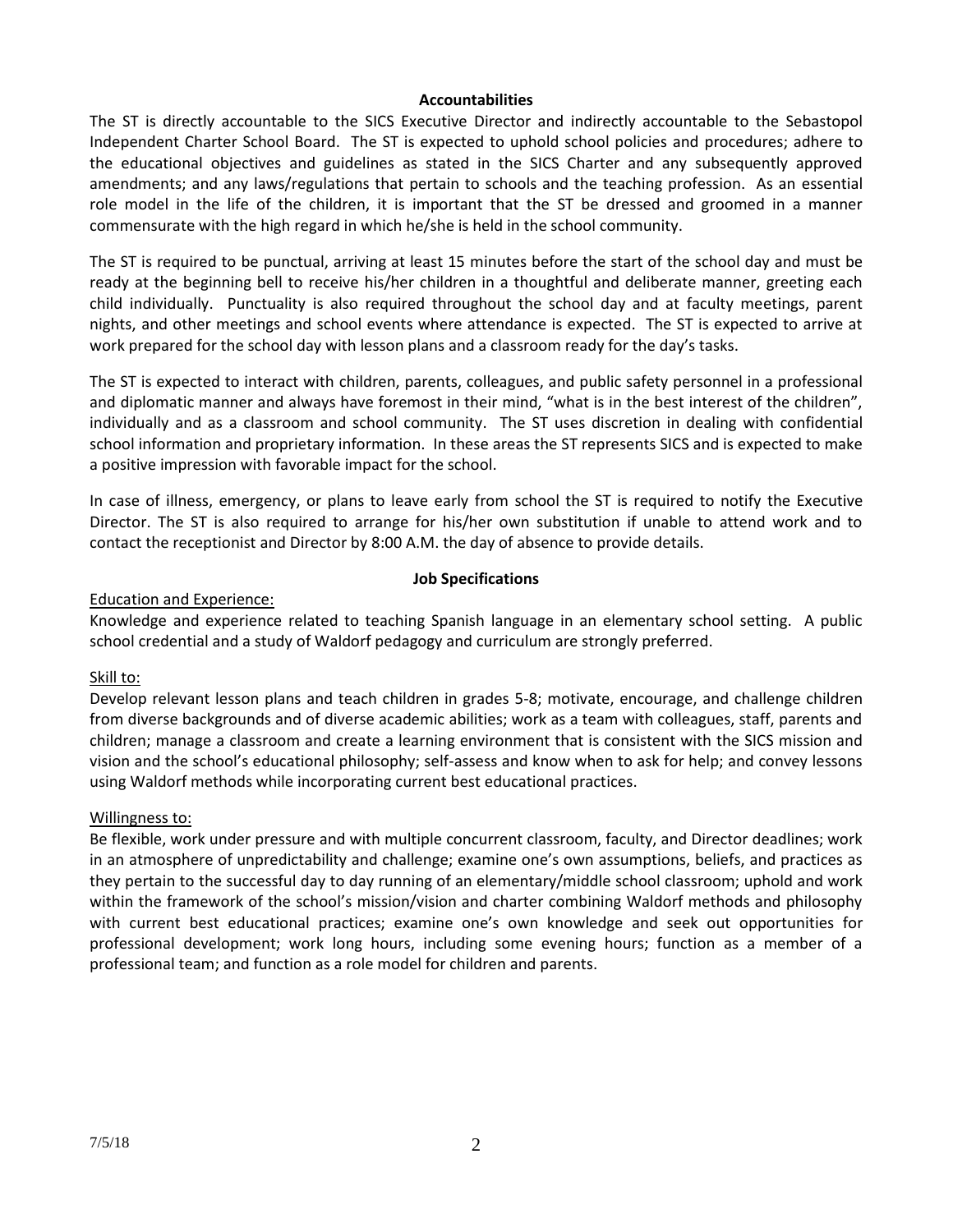**Accountabilities**

The ST is directly accountable to the SICS Executive Director and indirectly accountable to the Sebastopol Independent Charter School Board. The ST is expected to uphold school policies and procedures; adhere to the educational objectives and guidelines as stated in the SICS Charter and any subsequently approved amendments; and any laws/regulations that pertain to schools and the teaching profession. As an essential role model in the life of the children, it is important that the ST be dressed and groomed in a manner commensurate with the high regard in which he/she is held in the school community.

The ST is required to be punctual, arriving at least 15 minutes before the start of the school day and must be ready at the beginning bell to receive his/her children in a thoughtful and deliberate manner, greeting each child individually. Punctuality is also required throughout the school day and at faculty meetings, parent nights, and other meetings and school events where attendance is expected. The ST is expected to arrive at work prepared for the school day with lesson plans and a classroom ready for the day's tasks.

The ST is expected to interact with children, parents, colleagues, and public safety personnel in a professional and diplomatic manner and always have foremost in their mind, "what is in the best interest of the children", individually and as a classroom and school community. The ST uses discretion in dealing with confidential school information and proprietary information. In these areas the ST represents SICS and is expected to make a positive impression with favorable impact for the school.

In case of illness, emergency, or plans to leave early from school the ST is required to notify the Executive Director. The ST is also required to arrange for his/her own substitution if unable to attend work and to contact the receptionist and Director by 8:00 A.M. the day of absence to provide details.

**Job Specifications**

Education and Experience:
Knowledge and experience related to teaching Spanish language in an elementary school setting. A public school credential and a study of Waldorf pedagogy and curriculum are strongly preferred.

Skill to:
Develop relevant lesson plans and teach children in grades 5-8; motivate, encourage, and challenge children from diverse backgrounds and of diverse academic abilities; work as a team with colleagues, staff, parents and children; manage a classroom and create a learning environment that is consistent with the SICS mission and vision and the school's educational philosophy; self-assess and know when to ask for help; and convey lessons using Waldorf methods while incorporating current best educational practices.

Willingness to:
Be flexible, work under pressure and with multiple concurrent classroom, faculty, and Director deadlines; work in an atmosphere of unpredictability and challenge; examine one's own assumptions, beliefs, and practices as they pertain to the successful day to day running of an elementary/middle school classroom; uphold and work within the framework of the school's mission/vision and charter combining Waldorf methods and philosophy with current best educational practices; examine one's own knowledge and seek out opportunities for professional development; work long hours, including some evening hours; function as a member of a professional team; and function as a role model for children and parents.

7/5/18